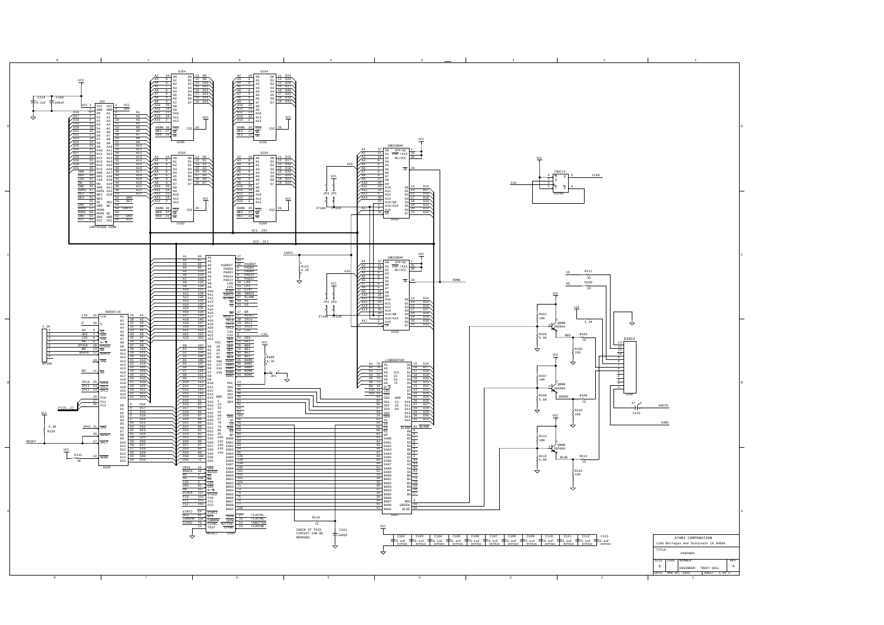ATARI CORPORATION

1196 Borregas Ave Sunnyvale CA 94086

TITLE: PANTHER

| SIZE | CODE | NUMBER: | REV |
|---|---|---|---|
| D | | ENGINEER: TRACY HALL | A |
| DATE | MAR 05, 1991 | SHEET 1 OF 5 | |

CHECK IF THIS CIRCUIT CAN BE REMOVED.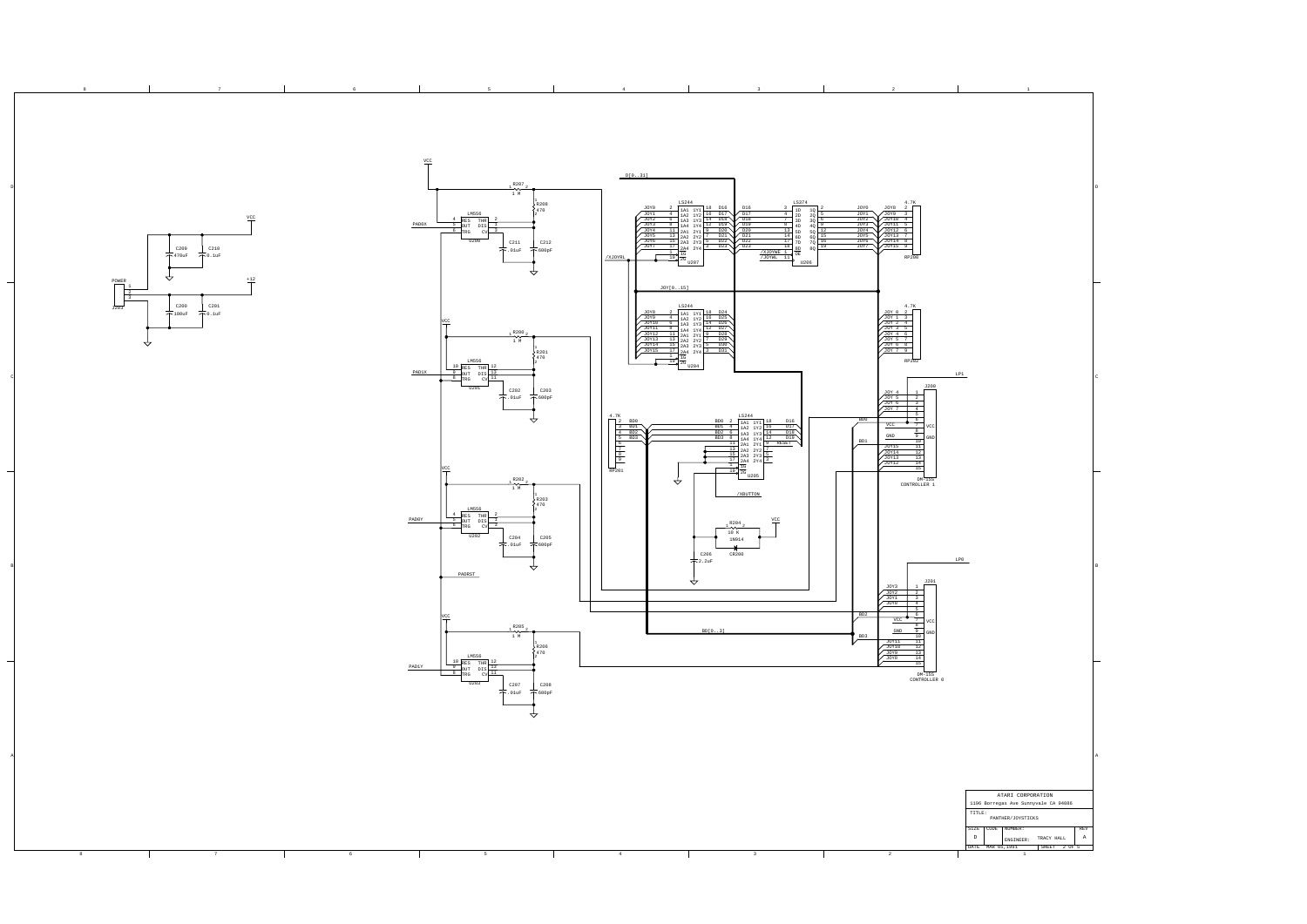ATARI CORPORATION

1196 Borregas Ave Sunnyvale CA 94086

TITLE: PANTHER/JOYSTICKS

| SIZE | CODE | NUMBER: | REV |
| --- | --- | --- | --- |
| D | | ENGINEER: TRACY HALL | A |

DATE: MAR 05,1991 SHEET 2 OF 5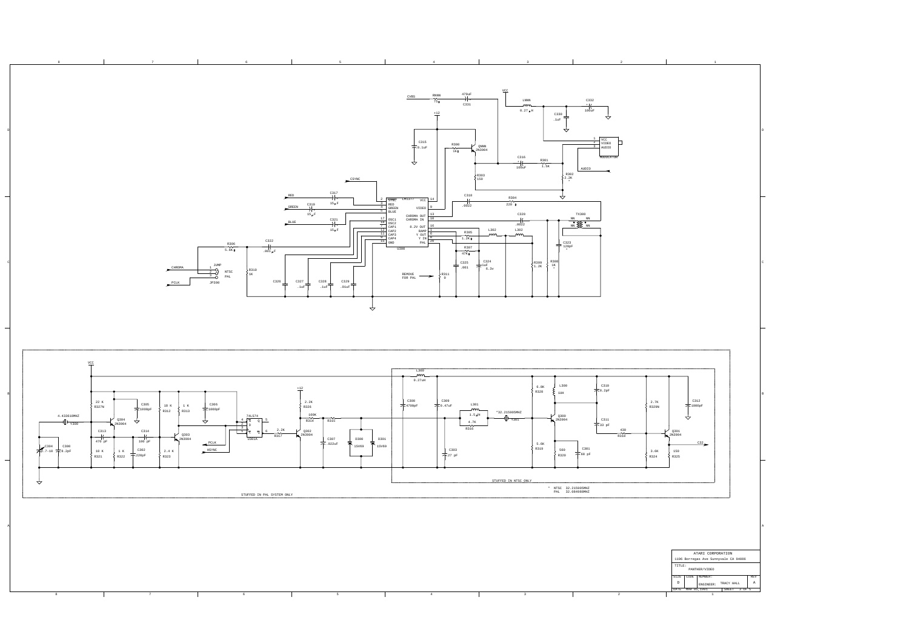CVBS RNNN 75 470uF C331

VCC LNNN 0.27 uH C332 10uF C330 .1uF

+12

C315 0.1uF R300 1K QNNN 2N3904

C316 100uF R301 1.5K

VCC VIDEO AUDIO MODULATOR

AUDIO

R303 150 R302 2.2K *

CSYNC

RED C317 15uF
GREEN C319 15uF
BLUE C321 15uF

LM1377 U300
SYNC, RED, GREEN, BLUE, OSC1, OSC2, CAP1, CAP2, CAP3, CAP4, GND, VCC, VIDEO, CHROMA OUT, CHROMA IN, 8.2V OUT, RAMP, Y OUT, Y IN, PAL

C318 .0022 R304 220

C320 .0022 TX300 NN NN NN NN

R305 1.2K L302 L303

C323 120pF *

R307 47K

C325 .001 C324 1uF 6.3v

R309 1.2K R308 1K *

R306 5.6K C322 .001 uF

CHROMA JUMP NTSC PAL JP300 R310 1K

PCLK

C326 C327 .1uF C328 .1uF C329 .01uF

REMOVE FOR PAL R311 0

VCC

4.433618MHZ Y300

R327N 22 K C305 1000pF Q304 2N3904 R312 10 K R313 1 K C306 1000pF

C313 470 pF C314 100 pF Q303 2N3904

74LS74 U301A

PCLK HSYNC

+12 R326 2.2K R314 100K R315 R317 2.2K Q302 2N3904

C304 .7-10 C300 8.2pF R321 10 K R322 1 K C302 220pF R323 2.4 K

C307 .022uF D300 15V69 D301 15V69

L309 0.27uH C308 4700pF C309 0.47uF L301 1.5 uH R316 4.7K C303 27 pF

*32.215905MHZ Y301

R328 6.8K L300 1UH C310 8.2pF R329N 2.7K C312 1000pF

Q300 2N3904 C311 33 pF R318 430 Q301 2N3904 C32

R319 5.6K R320 560 C301 68 pF R324 3.6K R325 150

STUFFED IN NTSC ONLY

\* NTSC 32.215905MHZ
PAL 32.084988MHZ

STUFFED IN PAL SYSTEM ONLY

| ATARI CORPORATION | | | |
|---|---|---|---|
| 1196 Borregas Ave Sunnyvale CA 94086 | | | |
| TITLE: PANTHER/VIDEO | | | |
| SIZE D | CODE | NUMBER: ENGINEER: TRACY HALL | REV A |
| DATE MAR 05,1991 | | | SHEET 3 OF 5 |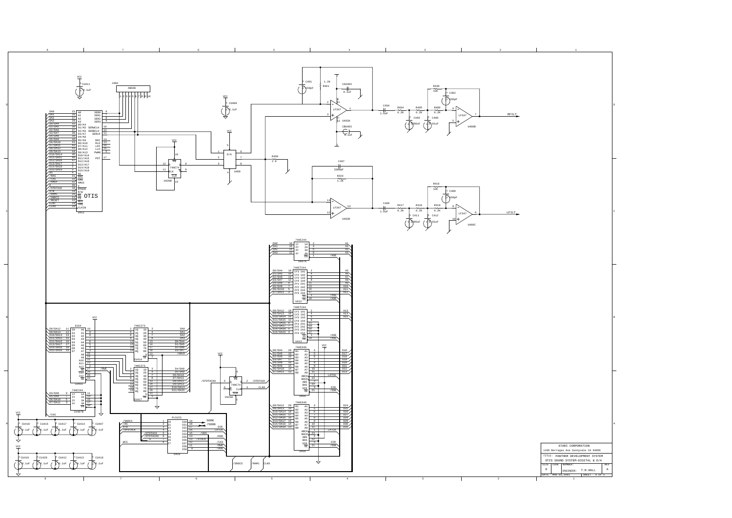ATARI CORPORATION

1196 Borregas Ave Sunnyvale CA 94086

TITLE: PANTHER DEVELOPMENT SYSTEM

OTIS SOUND SYSTEM-DIGITAL & D/A

| SIZE | CODE | NUMBER: | REV |
|---|---|---|---|
| D | | ENGINEER: T.R.HALL | A |
| DATE MAR 05,1991 | | SHEET 4 OF 5 | |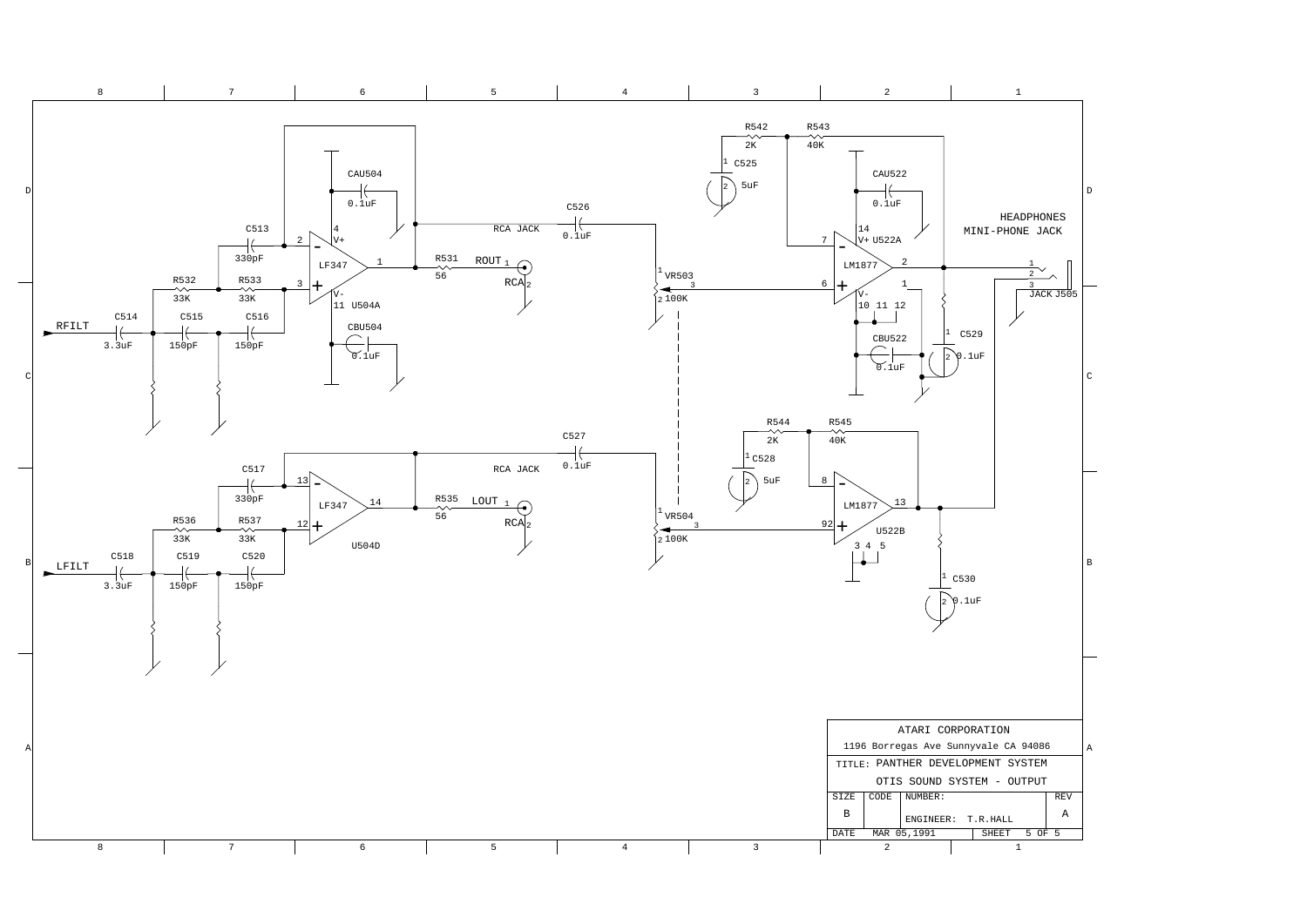HEADPHONES
MINI-PHONE JACK

RFILT
C514 3.3uF
C515 150pF
C516 150pF
R532 33K
R533 33K
C513 330pF
CAU504 0.1uF
CBU504 0.1uF
LF347
U504A
V+ 4
V- 11
2 - 3 + 1
R531 56
ROUT
RCA JACK
RCA
C526 0.1uF
VR503 100K

R542 2K
R543 40K
C525 5uF
CAU522 0.1uF
CBU522 0.1uF
LM1877
U522A
14 V+
V- 10 11 12
7 - 6 + 2 1
C529 0.1uF
JACK J505

LFILT
C518 3.3uF
C519 150pF
C520 150pF
R536 33K
R537 33K
C517 330pF
LF347
U504D
13 - 12 + 14
R535 56
LOUT
RCA JACK
RCA
C527 0.1uF
VR504 100K

R544 2K
R545 40K
C528 5uF
LM1877
U522B
8 - 9 + 13
3 4 5
C530 0.1uF

| | | | | |
|---|---|---|---|---|
| ATARI CORPORATION | | | | |
| 1196 Borregas Ave Sunnyvale CA 94086 | | | | |
| TITLE: PANTHER DEVELOPMENT SYSTEM | | | | |
| OTIS SOUND SYSTEM - OUTPUT | | | | |
| SIZE | CODE | NUMBER: | | REV |
| B | | ENGINEER: T.R.HALL | | A |
| DATE | MAR 05,1991 | | SHEET 5 OF 5 | |